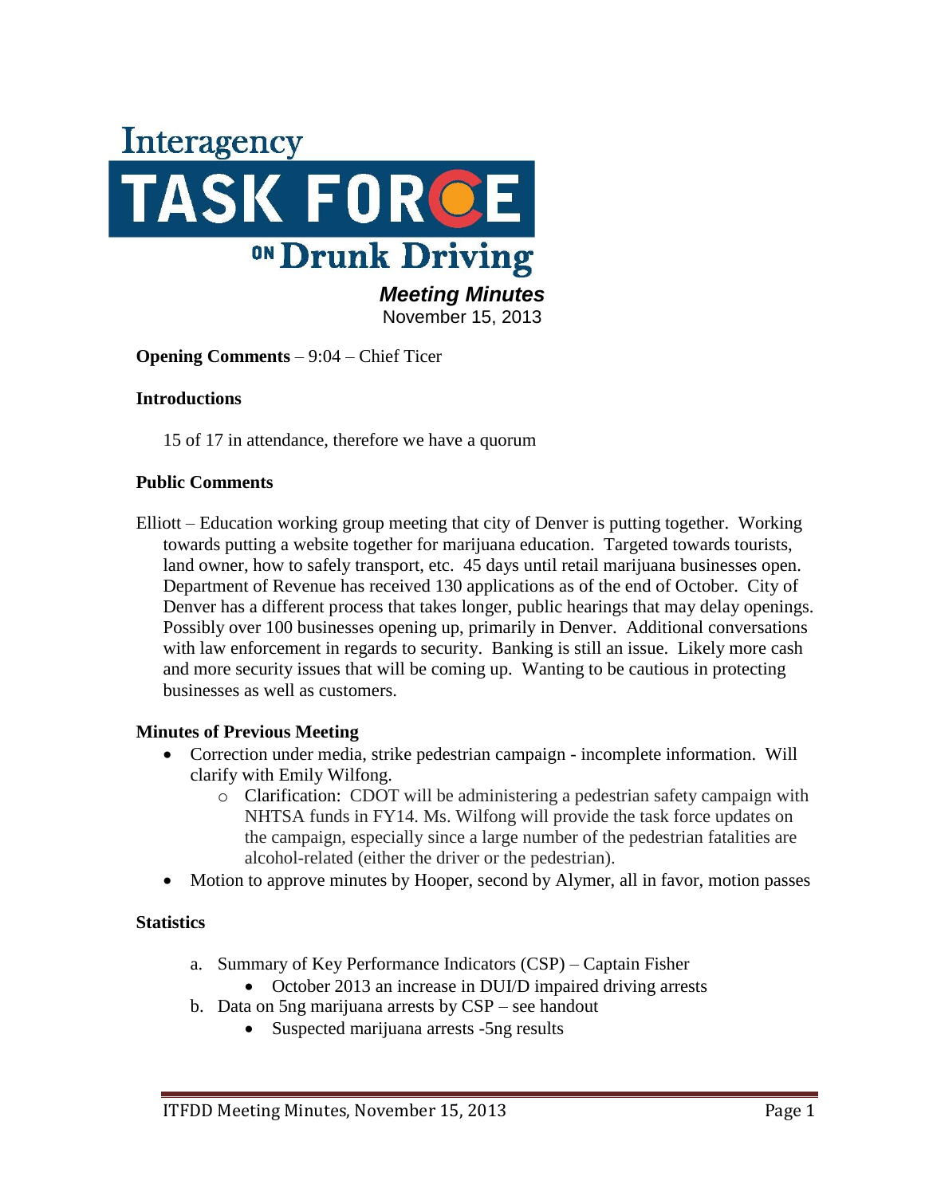# Interagency TASK FORCE ON Drunk Driving

***Meeting Minutes***
November 15, 2013

**Opening Comments** – 9:04 – Chief Ticer

**Introductions**

15 of 17 in attendance, therefore we have a quorum

**Public Comments**

Elliott – Education working group meeting that city of Denver is putting together. Working towards putting a website together for marijuana education. Targeted towards tourists, land owner, how to safely transport, etc. 45 days until retail marijuana businesses open. Department of Revenue has received 130 applications as of the end of October. City of Denver has a different process that takes longer, public hearings that may delay openings. Possibly over 100 businesses opening up, primarily in Denver. Additional conversations with law enforcement in regards to security. Banking is still an issue. Likely more cash and more security issues that will be coming up. Wanting to be cautious in protecting businesses as well as customers.

**Minutes of Previous Meeting**

- Correction under media, strike pedestrian campaign - incomplete information. Will clarify with Emily Wilfong.
  - Clarification: CDOT will be administering a pedestrian safety campaign with NHTSA funds in FY14. Ms. Wilfong will provide the task force updates on the campaign, especially since a large number of the pedestrian fatalities are alcohol-related (either the driver or the pedestrian).
- Motion to approve minutes by Hooper, second by Alymer, all in favor, motion passes

**Statistics**

a. Summary of Key Performance Indicators (CSP) – Captain Fisher
   - October 2013 an increase in DUI/D impaired driving arrests

b. Data on 5ng marijuana arrests by CSP – see handout
   - Suspected marijuana arrests -5ng results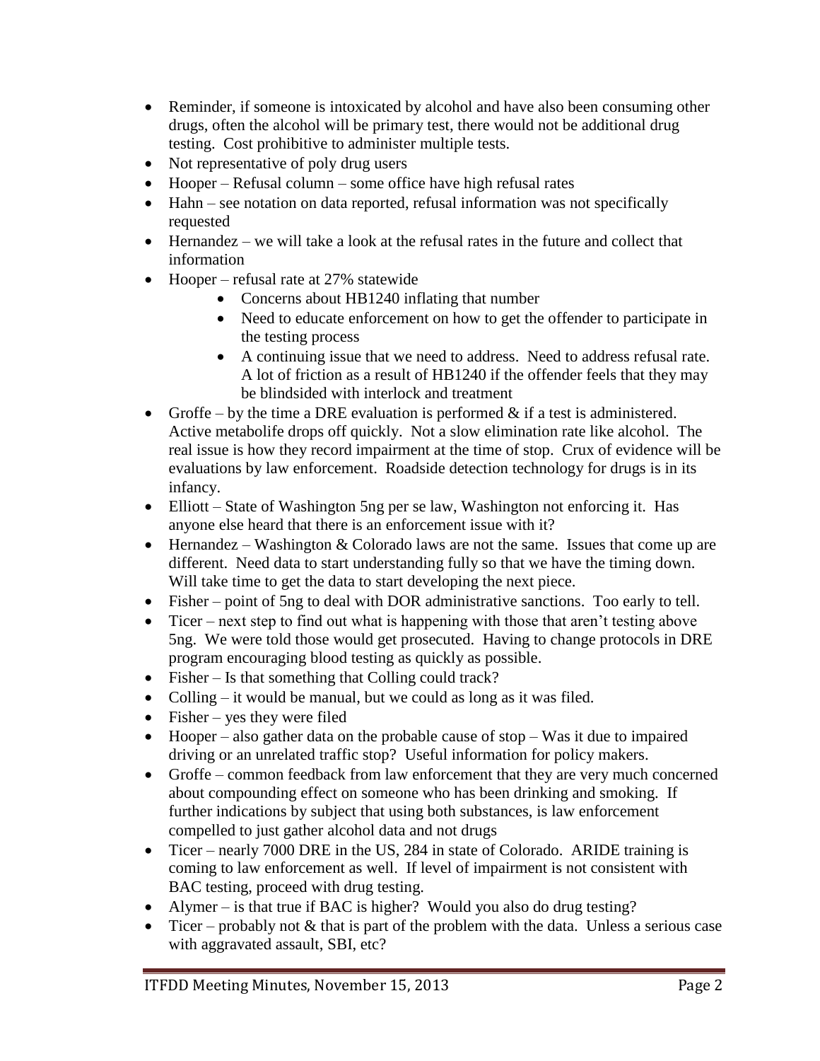- Reminder, if someone is intoxicated by alcohol and have also been consuming other drugs, often the alcohol will be primary test, there would not be additional drug testing. Cost prohibitive to administer multiple tests.
- Not representative of poly drug users
- Hooper – Refusal column – some office have high refusal rates
- Hahn – see notation on data reported, refusal information was not specifically requested
- Hernandez – we will take a look at the refusal rates in the future and collect that information
- Hooper – refusal rate at 27% statewide
  - Concerns about HB1240 inflating that number
  - Need to educate enforcement on how to get the offender to participate in the testing process
  - A continuing issue that we need to address. Need to address refusal rate. A lot of friction as a result of HB1240 if the offender feels that they may be blindsided with interlock and treatment
- Groffe – by the time a DRE evaluation is performed & if a test is administered. Active metabolife drops off quickly. Not a slow elimination rate like alcohol. The real issue is how they record impairment at the time of stop. Crux of evidence will be evaluations by law enforcement. Roadside detection technology for drugs is in its infancy.
- Elliott – State of Washington 5ng per se law, Washington not enforcing it. Has anyone else heard that there is an enforcement issue with it?
- Hernandez – Washington & Colorado laws are not the same. Issues that come up are different. Need data to start understanding fully so that we have the timing down. Will take time to get the data to start developing the next piece.
- Fisher – point of 5ng to deal with DOR administrative sanctions. Too early to tell.
- Ticer – next step to find out what is happening with those that aren't testing above 5ng. We were told those would get prosecuted. Having to change protocols in DRE program encouraging blood testing as quickly as possible.
- Fisher – Is that something that Colling could track?
- Colling – it would be manual, but we could as long as it was filed.
- Fisher – yes they were filed
- Hooper – also gather data on the probable cause of stop – Was it due to impaired driving or an unrelated traffic stop? Useful information for policy makers.
- Groffe – common feedback from law enforcement that they are very much concerned about compounding effect on someone who has been drinking and smoking. If further indications by subject that using both substances, is law enforcement compelled to just gather alcohol data and not drugs
- Ticer – nearly 7000 DRE in the US, 284 in state of Colorado. ARIDE training is coming to law enforcement as well. If level of impairment is not consistent with BAC testing, proceed with drug testing.
- Alymer – is that true if BAC is higher? Would you also do drug testing?
- Ticer – probably not & that is part of the problem with the data. Unless a serious case with aggravated assault, SBI, etc?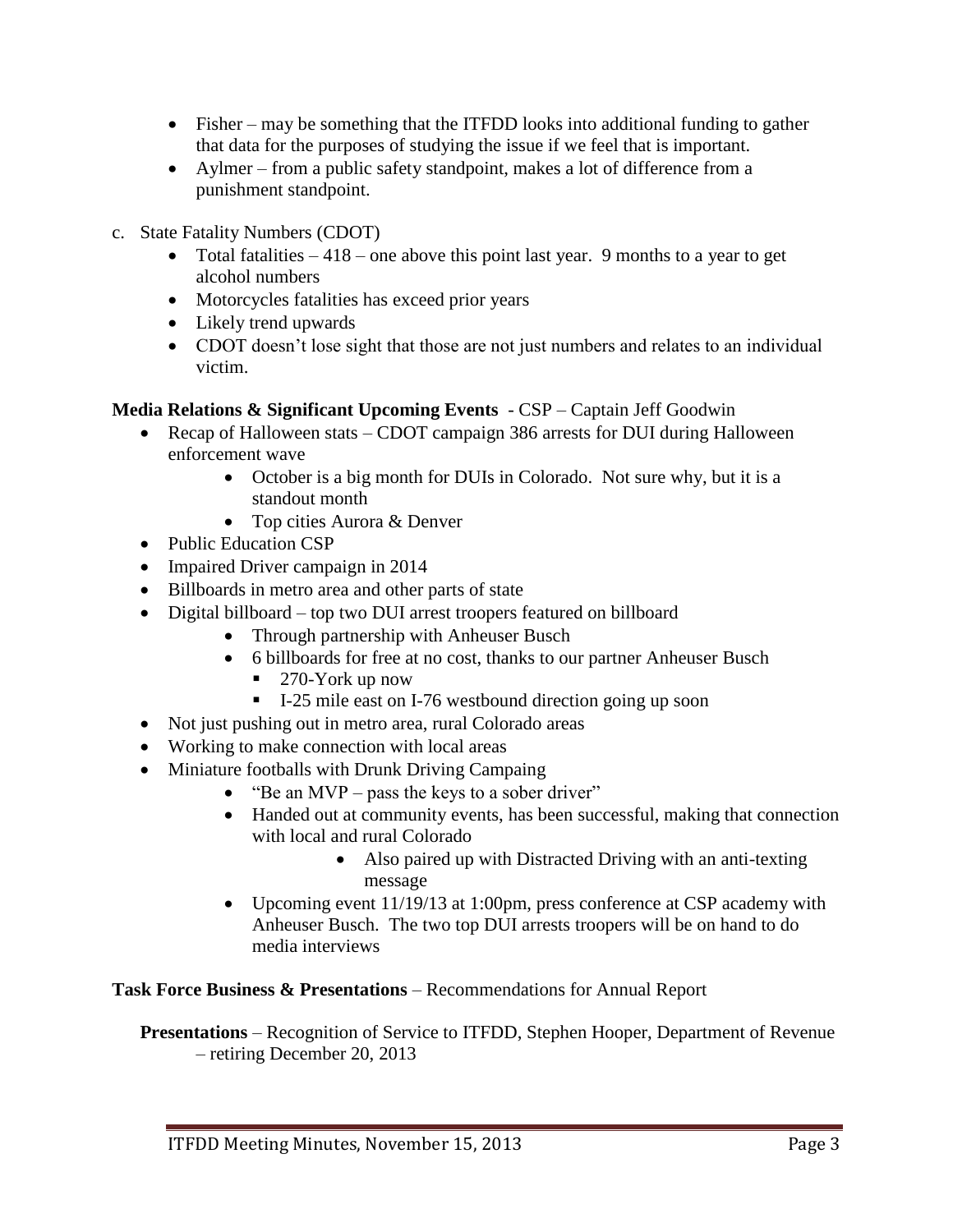- Fisher – may be something that the ITFDD looks into additional funding to gather that data for the purposes of studying the issue if we feel that is important.
- Aylmer – from a public safety standpoint, makes a lot of difference from a punishment standpoint.

c. State Fatality Numbers (CDOT)
   - Total fatalities – 418 – one above this point last year. 9 months to a year to get alcohol numbers
   - Motorcycles fatalities has exceed prior years
   - Likely trend upwards
   - CDOT doesn't lose sight that those are not just numbers and relates to an individual victim.

**Media Relations & Significant Upcoming Events** - CSP – Captain Jeff Goodwin

- Recap of Halloween stats – CDOT campaign 386 arrests for DUI during Halloween enforcement wave
  - October is a big month for DUIs in Colorado. Not sure why, but it is a standout month
  - Top cities Aurora & Denver
- Public Education CSP
- Impaired Driver campaign in 2014
- Billboards in metro area and other parts of state
- Digital billboard – top two DUI arrest troopers featured on billboard
  - Through partnership with Anheuser Busch
  - 6 billboards for free at no cost, thanks to our partner Anheuser Busch
    - 270-York up now
    - I-25 mile east on I-76 westbound direction going up soon
- Not just pushing out in metro area, rural Colorado areas
- Working to make connection with local areas
- Miniature footballs with Drunk Driving Campaing
  - "Be an MVP – pass the keys to a sober driver"
  - Handed out at community events, has been successful, making that connection with local and rural Colorado
    - Also paired up with Distracted Driving with an anti-texting message
  - Upcoming event 11/19/13 at 1:00pm, press conference at CSP academy with Anheuser Busch. The two top DUI arrests troopers will be on hand to do media interviews

**Task Force Business & Presentations** – Recommendations for Annual Report

**Presentations** – Recognition of Service to ITFDD, Stephen Hooper, Department of Revenue – retiring December 20, 2013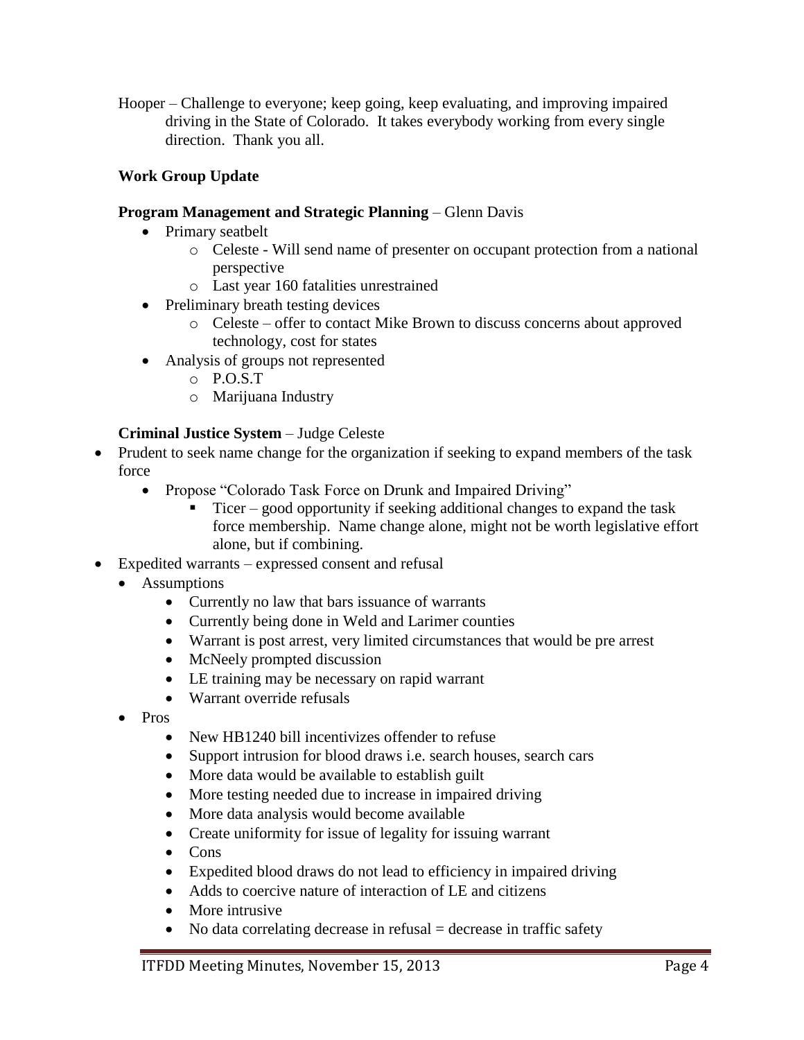Hooper – Challenge to everyone; keep going, keep evaluating, and improving impaired driving in the State of Colorado. It takes everybody working from every single direction. Thank you all.

**Work Group Update**

**Program Management and Strategic Planning** – Glenn Davis

- Primary seatbelt
  - Celeste - Will send name of presenter on occupant protection from a national perspective
  - Last year 160 fatalities unrestrained
- Preliminary breath testing devices
  - Celeste – offer to contact Mike Brown to discuss concerns about approved technology, cost for states
- Analysis of groups not represented
  - P.O.S.T
  - Marijuana Industry

**Criminal Justice System** – Judge Celeste

- Prudent to seek name change for the organization if seeking to expand members of the task force
  - Propose "Colorado Task Force on Drunk and Impaired Driving"
    - Ticer – good opportunity if seeking additional changes to expand the task force membership. Name change alone, might not be worth legislative effort alone, but if combining.
- Expedited warrants – expressed consent and refusal
  - Assumptions
    - Currently no law that bars issuance of warrants
    - Currently being done in Weld and Larimer counties
    - Warrant is post arrest, very limited circumstances that would be pre arrest
    - McNeely prompted discussion
    - LE training may be necessary on rapid warrant
    - Warrant override refusals
  - Pros
    - New HB1240 bill incentivizes offender to refuse
    - Support intrusion for blood draws i.e. search houses, search cars
    - More data would be available to establish guilt
    - More testing needed due to increase in impaired driving
    - More data analysis would become available
    - Create uniformity for issue of legality for issuing warrant
    - Cons
    - Expedited blood draws do not lead to efficiency in impaired driving
    - Adds to coercive nature of interaction of LE and citizens
    - More intrusive
    - No data correlating decrease in refusal = decrease in traffic safety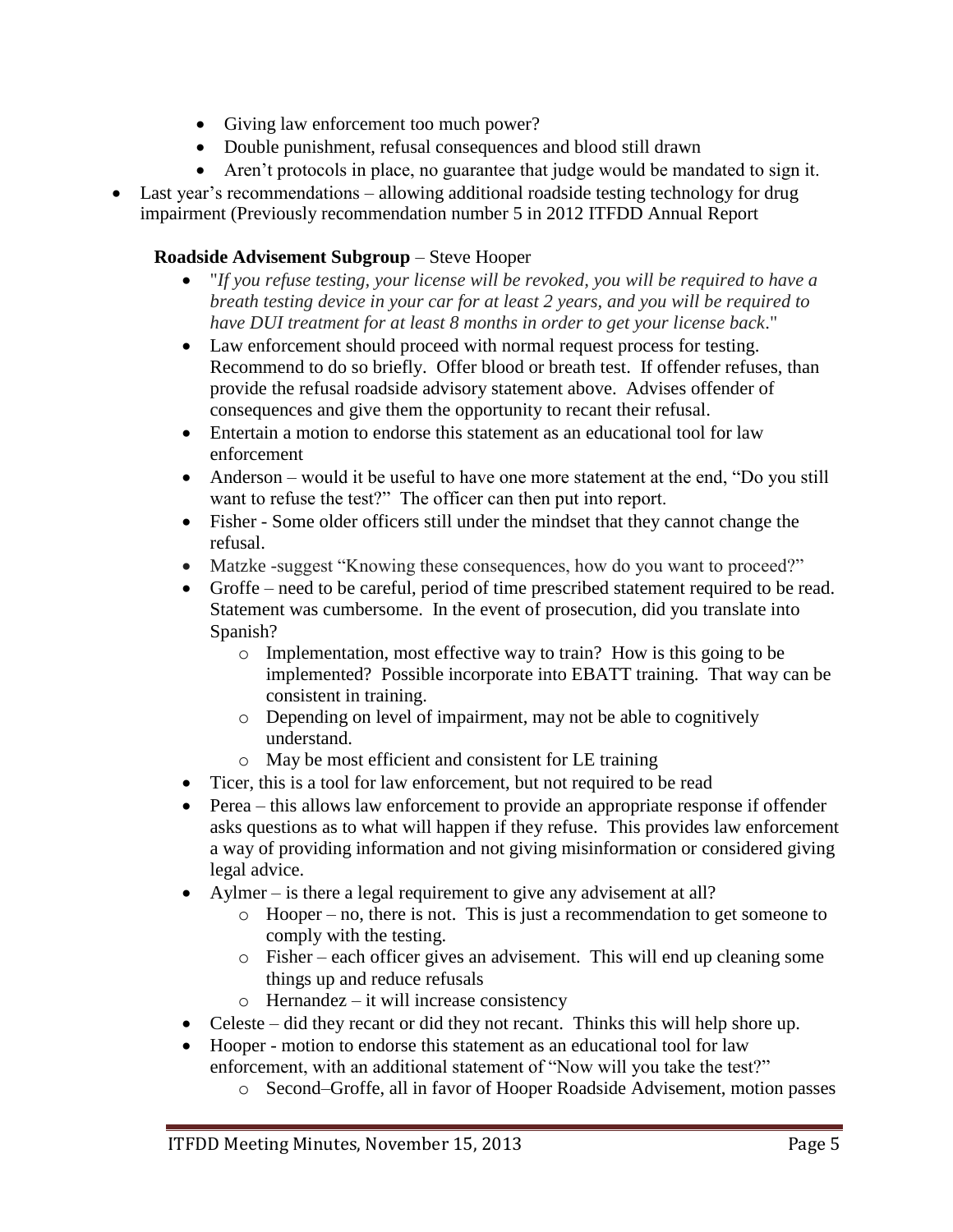- Giving law enforcement too much power?
- Double punishment, refusal consequences and blood still drawn
- Aren't protocols in place, no guarantee that judge would be mandated to sign it.
- Last year's recommendations – allowing additional roadside testing technology for drug impairment (Previously recommendation number 5 in 2012 ITFDD Annual Report

**Roadside Advisement Subgroup** – Steve Hooper

- "*If you refuse testing, your license will be revoked, you will be required to have a breath testing device in your car for at least 2 years, and you will be required to have DUI treatment for at least 8 months in order to get your license back*."
- Law enforcement should proceed with normal request process for testing. Recommend to do so briefly. Offer blood or breath test. If offender refuses, than provide the refusal roadside advisory statement above. Advises offender of consequences and give them the opportunity to recant their refusal.
- Entertain a motion to endorse this statement as an educational tool for law enforcement
- Anderson – would it be useful to have one more statement at the end, "Do you still want to refuse the test?" The officer can then put into report.
- Fisher - Some older officers still under the mindset that they cannot change the refusal.
- Matzke -suggest "Knowing these consequences, how do you want to proceed?"
- Groffe – need to be careful, period of time prescribed statement required to be read. Statement was cumbersome. In the event of prosecution, did you translate into Spanish?
  - Implementation, most effective way to train? How is this going to be implemented? Possible incorporate into EBATT training. That way can be consistent in training.
  - Depending on level of impairment, may not be able to cognitively understand.
  - May be most efficient and consistent for LE training
- Ticer, this is a tool for law enforcement, but not required to be read
- Perea – this allows law enforcement to provide an appropriate response if offender asks questions as to what will happen if they refuse. This provides law enforcement a way of providing information and not giving misinformation or considered giving legal advice.
- Aylmer – is there a legal requirement to give any advisement at all?
  - Hooper – no, there is not. This is just a recommendation to get someone to comply with the testing.
  - Fisher – each officer gives an advisement. This will end up cleaning some things up and reduce refusals
  - Hernandez – it will increase consistency
- Celeste – did they recant or did they not recant. Thinks this will help shore up.
- Hooper - motion to endorse this statement as an educational tool for law enforcement, with an additional statement of "Now will you take the test?"
  - Second–Groffe, all in favor of Hooper Roadside Advisement, motion passes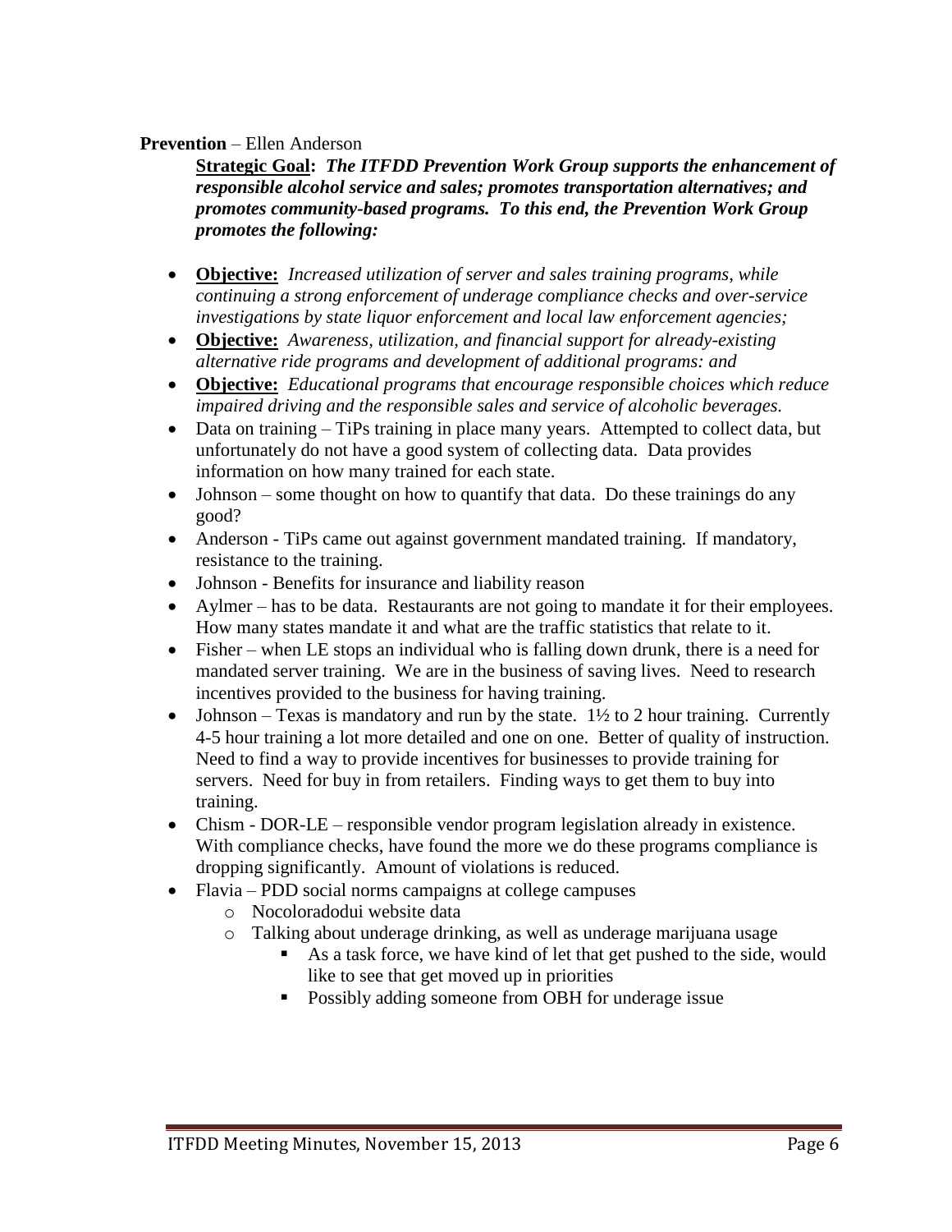**Prevention** – Ellen Anderson

**Strategic Goal:** ***The ITFDD Prevention Work Group supports the enhancement of responsible alcohol service and sales; promotes transportation alternatives; and promotes community-based programs. To this end, the Prevention Work Group promotes the following:***

- **Objective:** *Increased utilization of server and sales training programs, while continuing a strong enforcement of underage compliance checks and over-service investigations by state liquor enforcement and local law enforcement agencies;*
- **Objective:** *Awareness, utilization, and financial support for already-existing alternative ride programs and development of additional programs: and*
- **Objective:** *Educational programs that encourage responsible choices which reduce impaired driving and the responsible sales and service of alcoholic beverages.*
- Data on training – TiPs training in place many years. Attempted to collect data, but unfortunately do not have a good system of collecting data. Data provides information on how many trained for each state.
- Johnson – some thought on how to quantify that data. Do these trainings do any good?
- Anderson - TiPs came out against government mandated training. If mandatory, resistance to the training.
- Johnson - Benefits for insurance and liability reason
- Aylmer – has to be data. Restaurants are not going to mandate it for their employees. How many states mandate it and what are the traffic statistics that relate to it.
- Fisher – when LE stops an individual who is falling down drunk, there is a need for mandated server training. We are in the business of saving lives. Need to research incentives provided to the business for having training.
- Johnson – Texas is mandatory and run by the state. 1½ to 2 hour training. Currently 4-5 hour training a lot more detailed and one on one. Better of quality of instruction. Need to find a way to provide incentives for businesses to provide training for servers. Need for buy in from retailers. Finding ways to get them to buy into training.
- Chism - DOR-LE – responsible vendor program legislation already in existence. With compliance checks, have found the more we do these programs compliance is dropping significantly. Amount of violations is reduced.
- Flavia – PDD social norms campaigns at college campuses
  - Nocoloradodui website data
  - Talking about underage drinking, as well as underage marijuana usage
    - As a task force, we have kind of let that get pushed to the side, would like to see that get moved up in priorities
    - Possibly adding someone from OBH for underage issue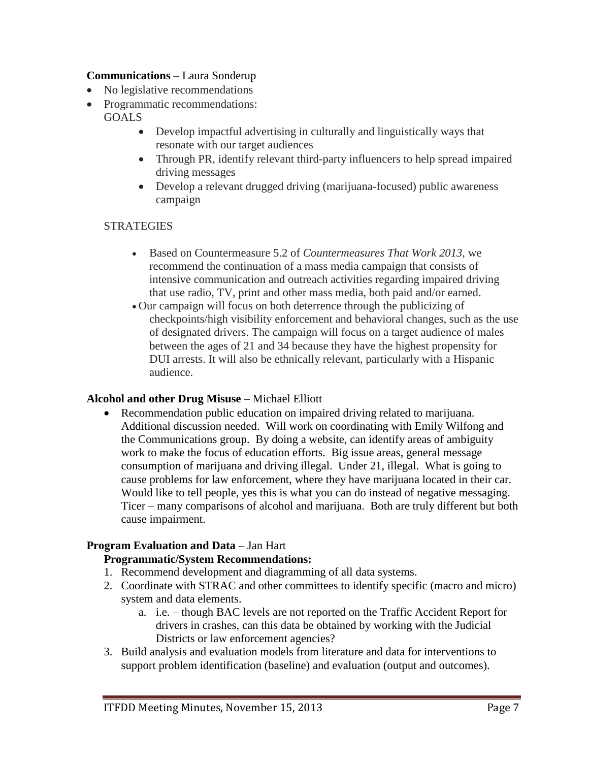**Communications** – Laura Sonderup

- No legislative recommendations
- Programmatic recommendations:
  GOALS
    - Develop impactful advertising in culturally and linguistically ways that resonate with our target audiences
    - Through PR, identify relevant third-party influencers to help spread impaired driving messages
    - Develop a relevant drugged driving (marijuana-focused) public awareness campaign

  STRATEGIES

    - Based on Countermeasure 5.2 of *Countermeasures That Work 2013*, we recommend the continuation of a mass media campaign that consists of intensive communication and outreach activities regarding impaired driving that use radio, TV, print and other mass media, both paid and/or earned.
    - Our campaign will focus on both deterrence through the publicizing of checkpoints/high visibility enforcement and behavioral changes, such as the use of designated drivers. The campaign will focus on a target audience of males between the ages of 21 and 34 because they have the highest propensity for DUI arrests. It will also be ethnically relevant, particularly with a Hispanic audience.

**Alcohol and other Drug Misuse** – Michael Elliott

- Recommendation public education on impaired driving related to marijuana. Additional discussion needed. Will work on coordinating with Emily Wilfong and the Communications group. By doing a website, can identify areas of ambiguity work to make the focus of education efforts. Big issue areas, general message consumption of marijuana and driving illegal. Under 21, illegal. What is going to cause problems for law enforcement, where they have marijuana located in their car. Would like to tell people, yes this is what you can do instead of negative messaging. Ticer – many comparisons of alcohol and marijuana. Both are truly different but both cause impairment.

**Program Evaluation and Data** – Jan Hart

**Programmatic/System Recommendations:**

1. Recommend development and diagramming of all data systems.
2. Coordinate with STRAC and other committees to identify specific (macro and micro) system and data elements.
    a. i.e. – though BAC levels are not reported on the Traffic Accident Report for drivers in crashes, can this data be obtained by working with the Judicial Districts or law enforcement agencies?
3. Build analysis and evaluation models from literature and data for interventions to support problem identification (baseline) and evaluation (output and outcomes).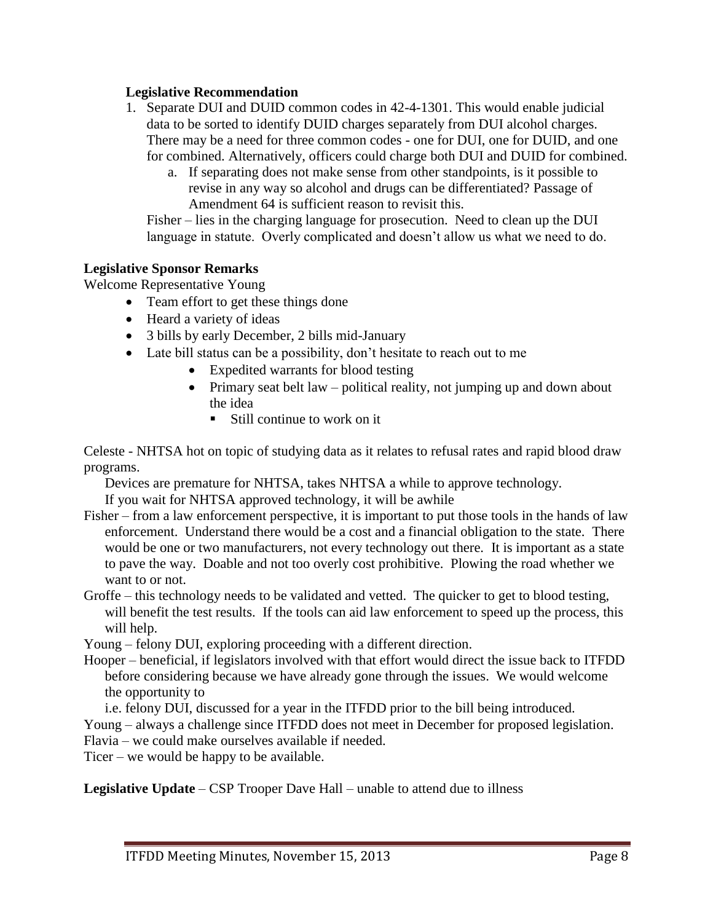**Legislative Recommendation**

1. Separate DUI and DUID common codes in 42-4-1301. This would enable judicial data to be sorted to identify DUID charges separately from DUI alcohol charges. There may be a need for three common codes - one for DUI, one for DUID, and one for combined. Alternatively, officers could charge both DUI and DUID for combined.
   a. If separating does not make sense from other standpoints, is it possible to revise in any way so alcohol and drugs can be differentiated? Passage of Amendment 64 is sufficient reason to revisit this.

   Fisher – lies in the charging language for prosecution. Need to clean up the DUI language in statute. Overly complicated and doesn't allow us what we need to do.

**Legislative Sponsor Remarks**

Welcome Representative Young

- Team effort to get these things done
- Heard a variety of ideas
- 3 bills by early December, 2 bills mid-January
- Late bill status can be a possibility, don't hesitate to reach out to me
  - Expedited warrants for blood testing
  - Primary seat belt law – political reality, not jumping up and down about the idea
    - Still continue to work on it

Celeste - NHTSA hot on topic of studying data as it relates to refusal rates and rapid blood draw programs.

Devices are premature for NHTSA, takes NHTSA a while to approve technology.

If you wait for NHTSA approved technology, it will be awhile

Fisher – from a law enforcement perspective, it is important to put those tools in the hands of law enforcement. Understand there would be a cost and a financial obligation to the state. There would be one or two manufacturers, not every technology out there. It is important as a state to pave the way. Doable and not too overly cost prohibitive. Plowing the road whether we want to or not.

Groffe – this technology needs to be validated and vetted. The quicker to get to blood testing, will benefit the test results. If the tools can aid law enforcement to speed up the process, this will help.

Young – felony DUI, exploring proceeding with a different direction.

Hooper – beneficial, if legislators involved with that effort would direct the issue back to ITFDD before considering because we have already gone through the issues. We would welcome the opportunity to

i.e. felony DUI, discussed for a year in the ITFDD prior to the bill being introduced.

Young – always a challenge since ITFDD does not meet in December for proposed legislation.

Flavia – we could make ourselves available if needed.

Ticer – we would be happy to be available.

**Legislative Update** – CSP Trooper Dave Hall – unable to attend due to illness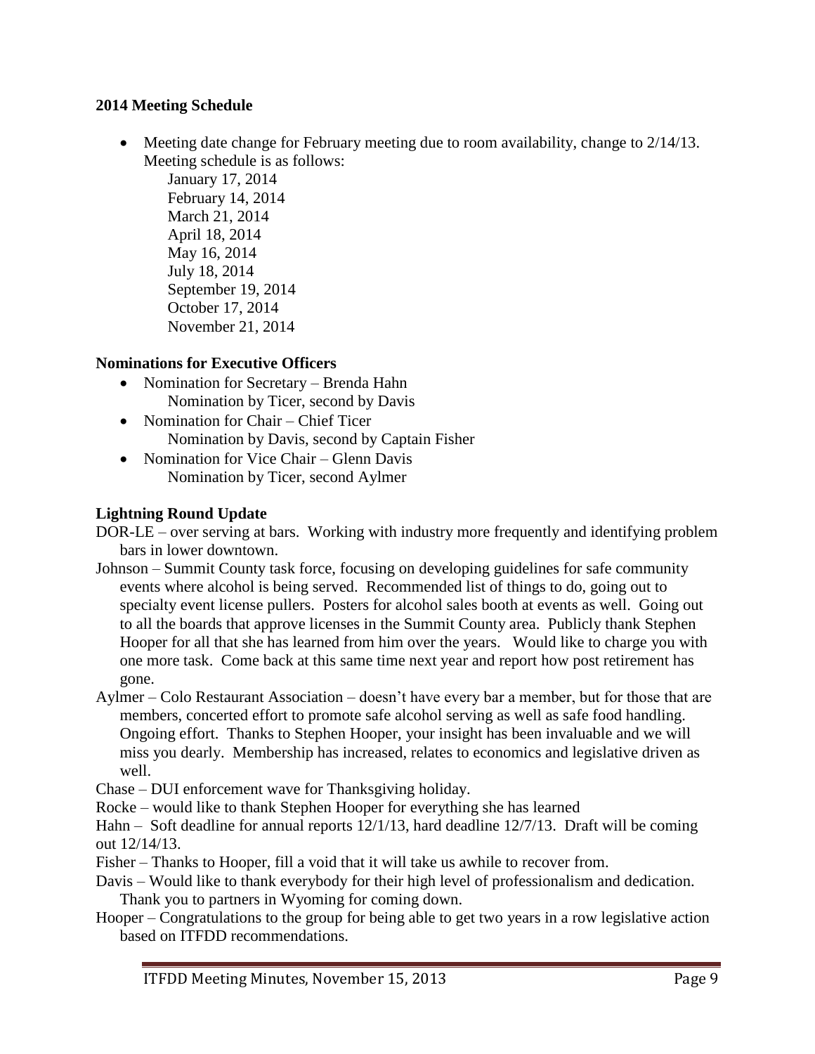**2014 Meeting Schedule**

- Meeting date change for February meeting due to room availability, change to 2/14/13. Meeting schedule is as follows:
  - January 17, 2014
  - February 14, 2014
  - March 21, 2014
  - April 18, 2014
  - May 16, 2014
  - July 18, 2014
  - September 19, 2014
  - October 17, 2014
  - November 21, 2014

**Nominations for Executive Officers**

- Nomination for Secretary – Brenda Hahn
  Nomination by Ticer, second by Davis
- Nomination for Chair – Chief Ticer
  Nomination by Davis, second by Captain Fisher
- Nomination for Vice Chair – Glenn Davis
  Nomination by Ticer, second Aylmer

**Lightning Round Update**

DOR-LE – over serving at bars. Working with industry more frequently and identifying problem bars in lower downtown.

Johnson – Summit County task force, focusing on developing guidelines for safe community events where alcohol is being served. Recommended list of things to do, going out to specialty event license pullers. Posters for alcohol sales booth at events as well. Going out to all the boards that approve licenses in the Summit County area. Publicly thank Stephen Hooper for all that she has learned from him over the years. Would like to charge you with one more task. Come back at this same time next year and report how post retirement has gone.

Aylmer – Colo Restaurant Association – doesn't have every bar a member, but for those that are members, concerted effort to promote safe alcohol serving as well as safe food handling. Ongoing effort. Thanks to Stephen Hooper, your insight has been invaluable and we will miss you dearly. Membership has increased, relates to economics and legislative driven as well.

Chase – DUI enforcement wave for Thanksgiving holiday.

Rocke – would like to thank Stephen Hooper for everything she has learned

Hahn – Soft deadline for annual reports 12/1/13, hard deadline 12/7/13. Draft will be coming out 12/14/13.

Fisher – Thanks to Hooper, fill a void that it will take us awhile to recover from.

Davis – Would like to thank everybody for their high level of professionalism and dedication. Thank you to partners in Wyoming for coming down.

Hooper – Congratulations to the group for being able to get two years in a row legislative action based on ITFDD recommendations.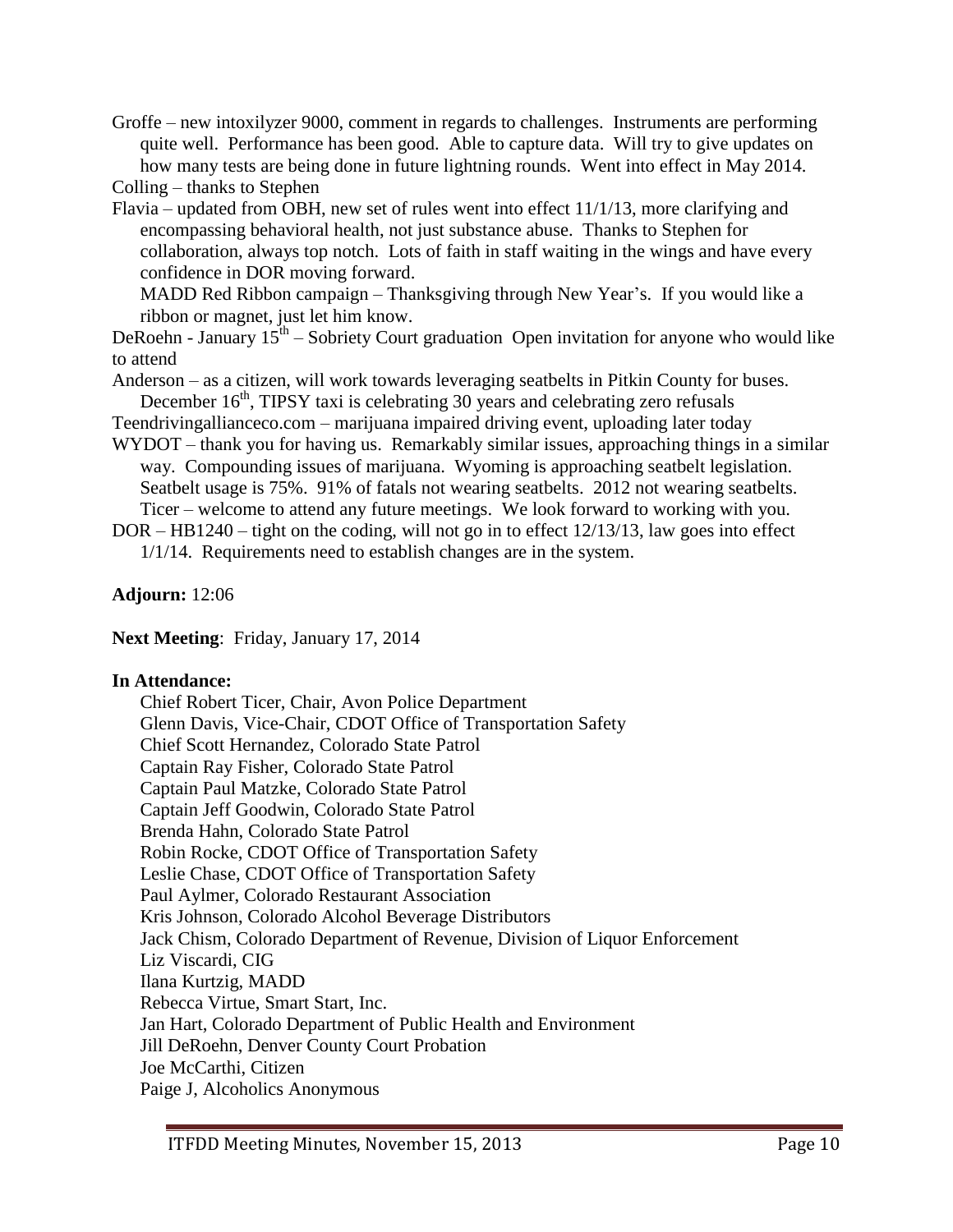Groffe – new intoxilyzer 9000, comment in regards to challenges. Instruments are performing quite well. Performance has been good. Able to capture data. Will try to give updates on how many tests are being done in future lightning rounds. Went into effect in May 2014.

Colling – thanks to Stephen

Flavia – updated from OBH, new set of rules went into effect 11/1/13, more clarifying and encompassing behavioral health, not just substance abuse. Thanks to Stephen for collaboration, always top notch. Lots of faith in staff waiting in the wings and have every confidence in DOR moving forward.

MADD Red Ribbon campaign – Thanksgiving through New Year's. If you would like a ribbon or magnet, just let him know.

DeRoehn - January 15th – Sobriety Court graduation Open invitation for anyone who would like to attend

Anderson – as a citizen, will work towards leveraging seatbelts in Pitkin County for buses. December 16th, TIPSY taxi is celebrating 30 years and celebrating zero refusals

Teendrivingallianceco.com – marijuana impaired driving event, uploading later today

WYDOT – thank you for having us. Remarkably similar issues, approaching things in a similar way. Compounding issues of marijuana. Wyoming is approaching seatbelt legislation. Seatbelt usage is 75%. 91% of fatals not wearing seatbelts. 2012 not wearing seatbelts.

Ticer – welcome to attend any future meetings. We look forward to working with you.

DOR – HB1240 – tight on the coding, will not go in to effect 12/13/13, law goes into effect 1/1/14. Requirements need to establish changes are in the system.

**Adjourn:** 12:06

**Next Meeting**: Friday, January 17, 2014

**In Attendance:**

Chief Robert Ticer, Chair, Avon Police Department
Glenn Davis, Vice-Chair, CDOT Office of Transportation Safety
Chief Scott Hernandez, Colorado State Patrol
Captain Ray Fisher, Colorado State Patrol
Captain Paul Matzke, Colorado State Patrol
Captain Jeff Goodwin, Colorado State Patrol
Brenda Hahn, Colorado State Patrol
Robin Rocke, CDOT Office of Transportation Safety
Leslie Chase, CDOT Office of Transportation Safety
Paul Aylmer, Colorado Restaurant Association
Kris Johnson, Colorado Alcohol Beverage Distributors
Jack Chism, Colorado Department of Revenue, Division of Liquor Enforcement
Liz Viscardi, CIG
Ilana Kurtzig, MADD
Rebecca Virtue, Smart Start, Inc.
Jan Hart, Colorado Department of Public Health and Environment
Jill DeRoehn, Denver County Court Probation
Joe McCarthi, Citizen
Paige J, Alcoholics Anonymous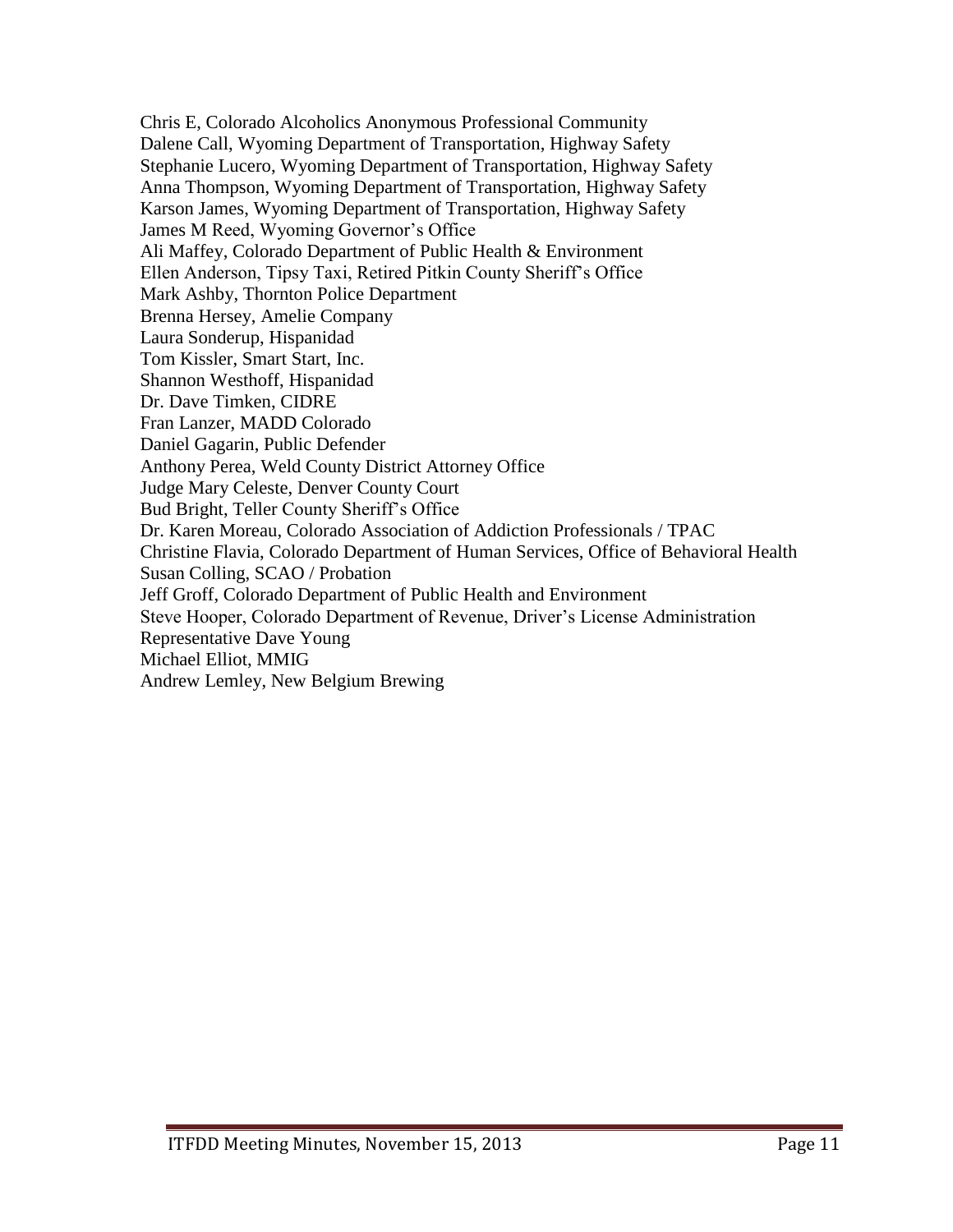Chris E, Colorado Alcoholics Anonymous Professional Community
Dalene Call, Wyoming Department of Transportation, Highway Safety
Stephanie Lucero, Wyoming Department of Transportation, Highway Safety
Anna Thompson, Wyoming Department of Transportation, Highway Safety
Karson James, Wyoming Department of Transportation, Highway Safety
James M Reed, Wyoming Governor's Office
Ali Maffey, Colorado Department of Public Health & Environment
Ellen Anderson, Tipsy Taxi, Retired Pitkin County Sheriff's Office
Mark Ashby, Thornton Police Department
Brenna Hersey, Amelie Company
Laura Sonderup, Hispanidad
Tom Kissler, Smart Start, Inc.
Shannon Westhoff, Hispanidad
Dr. Dave Timken, CIDRE
Fran Lanzer, MADD Colorado
Daniel Gagarin, Public Defender
Anthony Perea, Weld County District Attorney Office
Judge Mary Celeste, Denver County Court
Bud Bright, Teller County Sheriff's Office
Dr. Karen Moreau, Colorado Association of Addiction Professionals / TPAC
Christine Flavia, Colorado Department of Human Services, Office of Behavioral Health
Susan Colling, SCAO / Probation
Jeff Groff, Colorado Department of Public Health and Environment
Steve Hooper, Colorado Department of Revenue, Driver's License Administration
Representative Dave Young
Michael Elliot, MMIG
Andrew Lemley, New Belgium Brewing